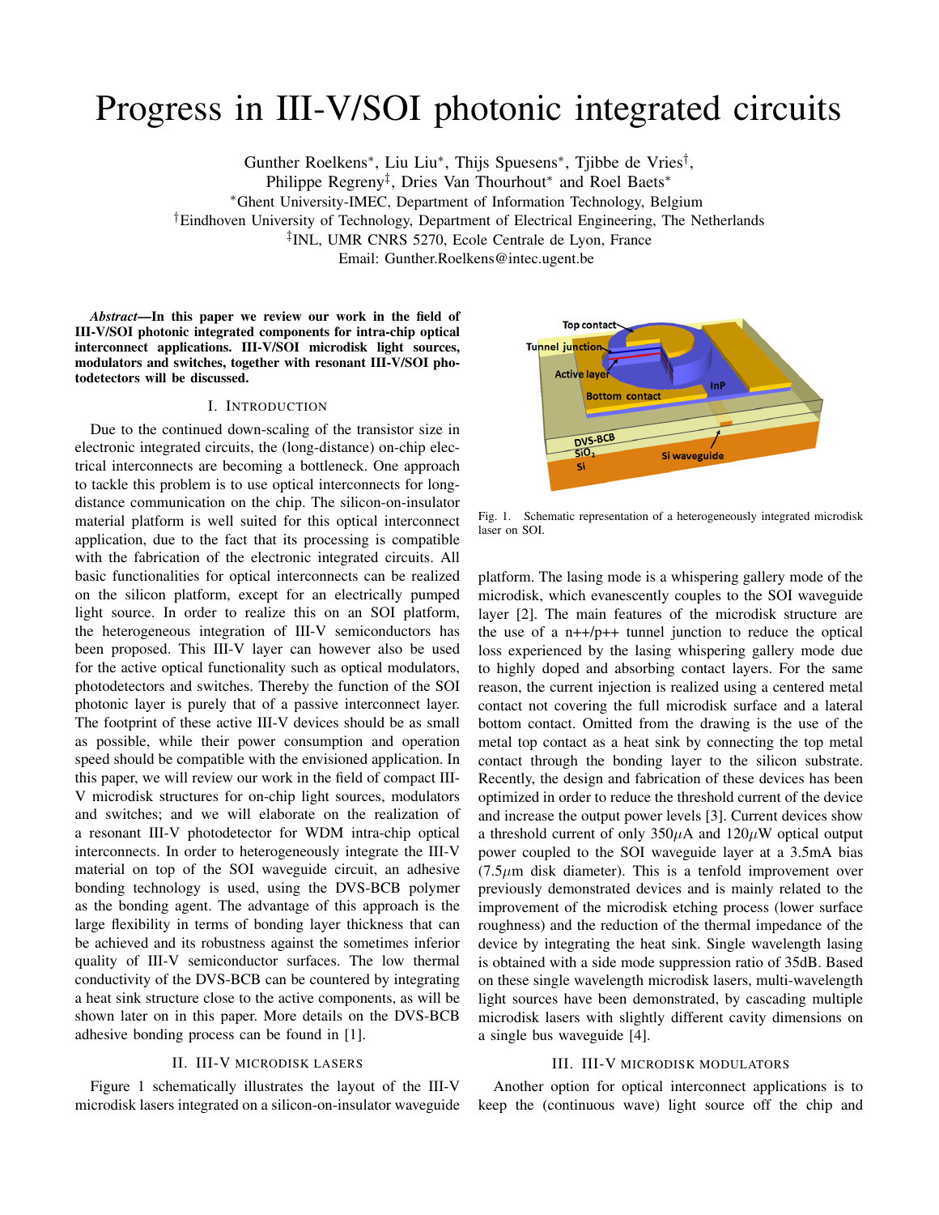# Progress in III-V/SOI photonic integrated circuits

Gunther Roelkens*, Liu Liu*, Thijs Spuesens*, Tjibbe de Vries†,
Philippe Regreny‡, Dries Van Thourhout* and Roel Baets*

*Ghent University-IMEC, Department of Information Technology, Belgium
†Eindhoven University of Technology, Department of Electrical Engineering, The Netherlands
‡INL, UMR CNRS 5270, Ecole Centrale de Lyon, France
Email: Gunther.Roelkens@intec.ugent.be

***Abstract*—In this paper we review our work in the field of III-V/SOI photonic integrated components for intra-chip optical interconnect applications. III-V/SOI microdisk light sources, modulators and switches, together with resonant III-V/SOI photodetectors will be discussed.**

## I. Introduction

Due to the continued down-scaling of the transistor size in electronic integrated circuits, the (long-distance) on-chip electrical interconnects are becoming a bottleneck. One approach to tackle this problem is to use optical interconnects for long-distance communication on the chip. The silicon-on-insulator material platform is well suited for this optical interconnect application, due to the fact that its processing is compatible with the fabrication of the electronic integrated circuits. All basic functionalities for optical interconnects can be realized on the silicon platform, except for an electrically pumped light source. In order to realize this on an SOI platform, the heterogeneous integration of III-V semiconductors has been proposed. This III-V layer can however also be used for the active optical functionality such as optical modulators, photodetectors and switches. Thereby the function of the SOI photonic layer is purely that of a passive interconnect layer. The footprint of these active III-V devices should be as small as possible, while their power consumption and operation speed should be compatible with the envisioned application. In this paper, we will review our work in the field of compact III-V microdisk structures for on-chip light sources, modulators and switches; and we will elaborate on the realization of a resonant III-V photodetector for WDM intra-chip optical interconnects. In order to heterogeneously integrate the III-V material on top of the SOI waveguide circuit, an adhesive bonding technology is used, using the DVS-BCB polymer as the bonding agent. The advantage of this approach is the large flexibility in terms of bonding layer thickness that can be achieved and its robustness against the sometimes inferior quality of III-V semiconductor surfaces. The low thermal conductivity of the DVS-BCB can be countered by integrating a heat sink structure close to the active components, as will be shown later on in this paper. More details on the DVS-BCB adhesive bonding process can be found in [1].

## II. III-V microdisk lasers

Figure 1 schematically illustrates the layout of the III-V microdisk lasers integrated on a silicon-on-insulator waveguide platform. The lasing mode is a whispering gallery mode of the microdisk, which evanescently couples to the SOI waveguide layer [2]. The main features of the microdisk structure are the use of a n++/p++ tunnel junction to reduce the optical loss experienced by the lasing whispering gallery mode due to highly doped and absorbing contact layers. For the same reason, the current injection is realized using a centered metal contact not covering the full microdisk surface and a lateral bottom contact. Omitted from the drawing is the use of the metal top contact as a heat sink by connecting the top metal contact through the bonding layer to the silicon substrate. Recently, the design and fabrication of these devices has been optimized in order to reduce the threshold current of the device and increase the output power levels [3]. Current devices show a threshold current of only 350$\mu$A and 120$\mu$W optical output power coupled to the SOI waveguide layer at a 3.5mA bias (7.5$\mu$m disk diameter). This is a tenfold improvement over previously demonstrated devices and is mainly related to the improvement of the microdisk etching process (lower surface roughness) and the reduction of the thermal impedance of the device by integrating the heat sink. Single wavelength lasing is obtained with a side mode suppression ratio of 35dB. Based on these single wavelength microdisk lasers, multi-wavelength light sources have been demonstrated, by cascading multiple microdisk lasers with slightly different cavity dimensions on a single bus waveguide [4].

Fig. 1. Schematic representation of a heterogeneously integrated microdisk laser on SOI.

## III. III-V microdisk modulators

Another option for optical interconnect applications is to keep the (continuous wave) light source off the chip and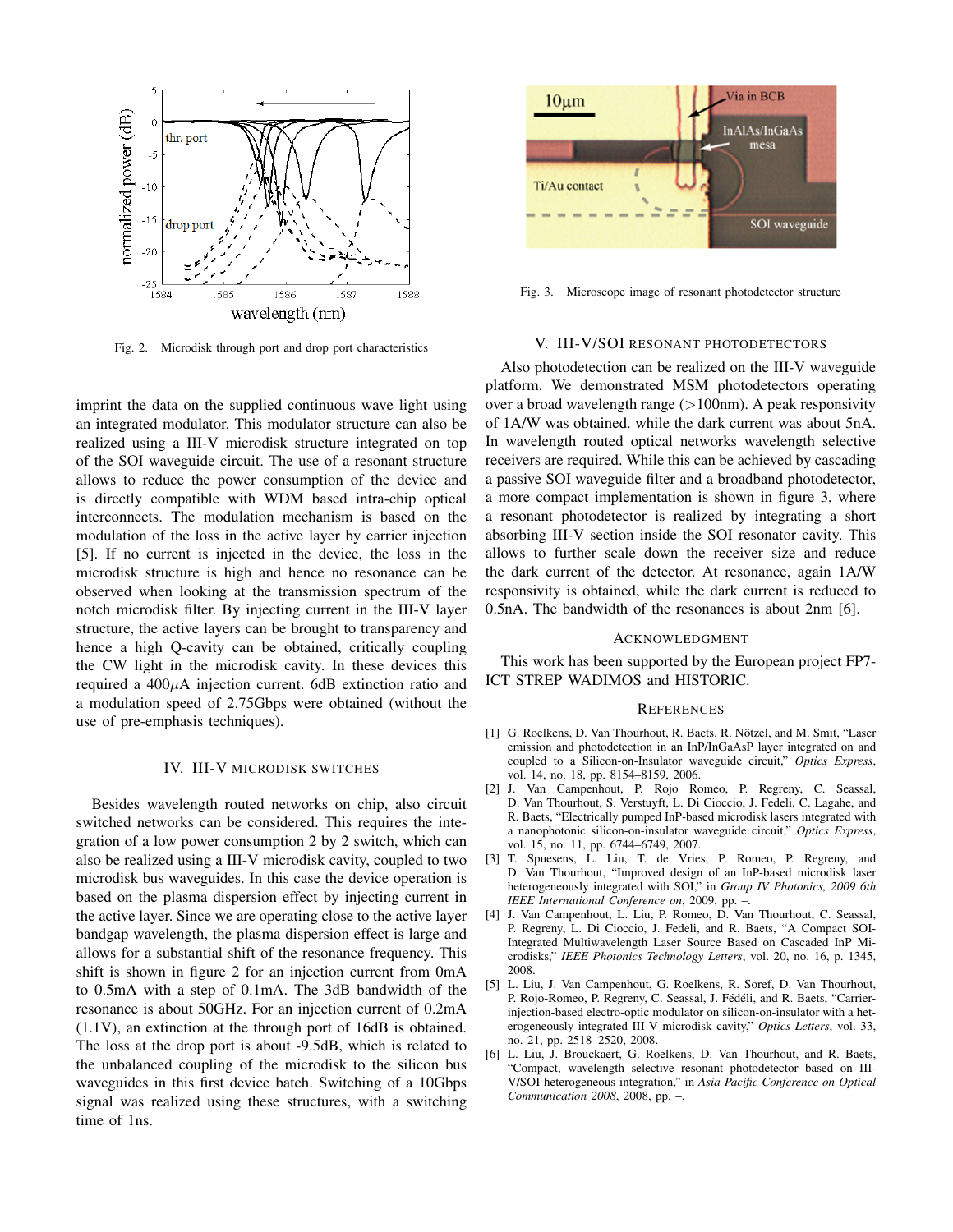normalized power (dB)

5

0

-5

-10

-15

-20

-25

thr. port

drop port

1584 1585 1586 1587 1588

wavelength (nm)

Fig. 2. Microdisk through port and drop port characteristics

imprint the data on the supplied continuous wave light using an integrated modulator. This modulator structure can also be realized using a III-V microdisk structure integrated on top of the SOI waveguide circuit. The use of a resonant structure allows to reduce the power consumption of the device and is directly compatible with WDM based intra-chip optical interconnects. The modulation mechanism is based on the modulation of the loss in the active layer by carrier injection [5]. If no current is injected in the device, the loss in the microdisk structure is high and hence no resonance can be observed when looking at the transmission spectrum of the notch microdisk filter. By injecting current in the III-V layer structure, the active layers can be brought to transparency and hence a high Q-cavity can be obtained, critically coupling the CW light in the microdisk cavity. In these devices this required a 400$\mu$A injection current. 6dB extinction ratio and a modulation speed of 2.75Gbps were obtained (without the use of pre-emphasis techniques).

## IV. III-V MICRODISK SWITCHES

Besides wavelength routed networks on chip, also circuit switched networks can be considered. This requires the integration of a low power consumption 2 by 2 switch, which can also be realized using a III-V microdisk cavity, coupled to two microdisk bus waveguides. In this case the device operation is based on the plasma dispersion effect by injecting current in the active layer. Since we are operating close to the active layer bandgap wavelength, the plasma dispersion effect is large and allows for a substantial shift of the resonance frequency. This shift is shown in figure 2 for an injection current from 0mA to 0.5mA with a step of 0.1mA. The 3dB bandwidth of the resonance is about 50GHz. For an injection current of 0.2mA (1.1V), an extinction at the through port of 16dB is obtained. The loss at the drop port is about -9.5dB, which is related to the unbalanced coupling of the microdisk to the silicon bus waveguides in this first device batch. Switching of a 10Gbps signal was realized using these structures, with a switching time of 1ns.

10$\mu$m

Via in BCB

InAlAs/InGaAs mesa

Ti/Au contact

SOI waveguide

Fig. 3. Microscope image of resonant photodetector structure

## V. III-V/SOI RESONANT PHOTODETECTORS

Also photodetection can be realized on the III-V waveguide platform. We demonstrated MSM photodetectors operating over a broad wavelength range (>100nm). A peak responsivity of 1A/W was obtained. while the dark current was about 5nA. In wavelength routed optical networks wavelength selective receivers are required. While this can be achieved by cascading a passive SOI waveguide filter and a broadband photodetector, a more compact implementation is shown in figure 3, where a resonant photodetector is realized by integrating a short absorbing III-V section inside the SOI resonator cavity. This allows to further scale down the receiver size and reduce the dark current of the detector. At resonance, again 1A/W responsivity is obtained, while the dark current is reduced to 0.5nA. The bandwidth of the resonances is about 2nm [6].

## ACKNOWLEDGMENT

This work has been supported by the European project FP7-ICT STREP WADIMOS and HISTORIC.

## REFERENCES

[1] G. Roelkens, D. Van Thourhout, R. Baets, R. Nötzel, and M. Smit, "Laser emission and photodetection in an InP/InGaAsP layer integrated on and coupled to a Silicon-on-Insulator waveguide circuit," *Optics Express*, vol. 14, no. 18, pp. 8154–8159, 2006.

[2] J. Van Campenhout, P. Rojo Romeo, P. Regreny, C. Seassal, D. Van Thourhout, S. Verstuyft, L. Di Cioccio, J. Fedeli, C. Lagahe, and R. Baets, "Electrically pumped InP-based microdisk lasers integrated with a nanophotonic silicon-on-insulator waveguide circuit," *Optics Express*, vol. 15, no. 11, pp. 6744–6749, 2007.

[3] T. Spuesens, L. Liu, T. de Vries, P. Romeo, P. Regreny, and D. Van Thourhout, "Improved design of an InP-based microdisk laser heterogeneously integrated with SOI," in *Group IV Photonics, 2009 6th IEEE International Conference on*, 2009, pp. –.

[4] J. Van Campenhout, L. Liu, P. Romeo, D. Van Thourhout, C. Seassal, P. Regreny, L. Di Cioccio, J. Fedeli, and R. Baets, "A Compact SOI-Integrated Multiwavelength Laser Source Based on Cascaded InP Microdisks," *IEEE Photonics Technology Letters*, vol. 20, no. 16, p. 1345, 2008.

[5] L. Liu, J. Van Campenhout, G. Roelkens, R. Soref, D. Van Thourhout, P. Rojo-Romeo, P. Regreny, C. Seassal, J. Fédéli, and R. Baets, "Carrier-injection-based electro-optic modulator on silicon-on-insulator with a heterogeneously integrated III-V microdisk cavity," *Optics Letters*, vol. 33, no. 21, pp. 2518–2520, 2008.

[6] L. Liu, J. Brouckaert, G. Roelkens, D. Van Thourhout, and R. Baets, "Compact, wavelength selective resonant photodetector based on III-V/SOI heterogeneous integration," in *Asia Pacific Conference on Optical Communication 2008*, 2008, pp. –.